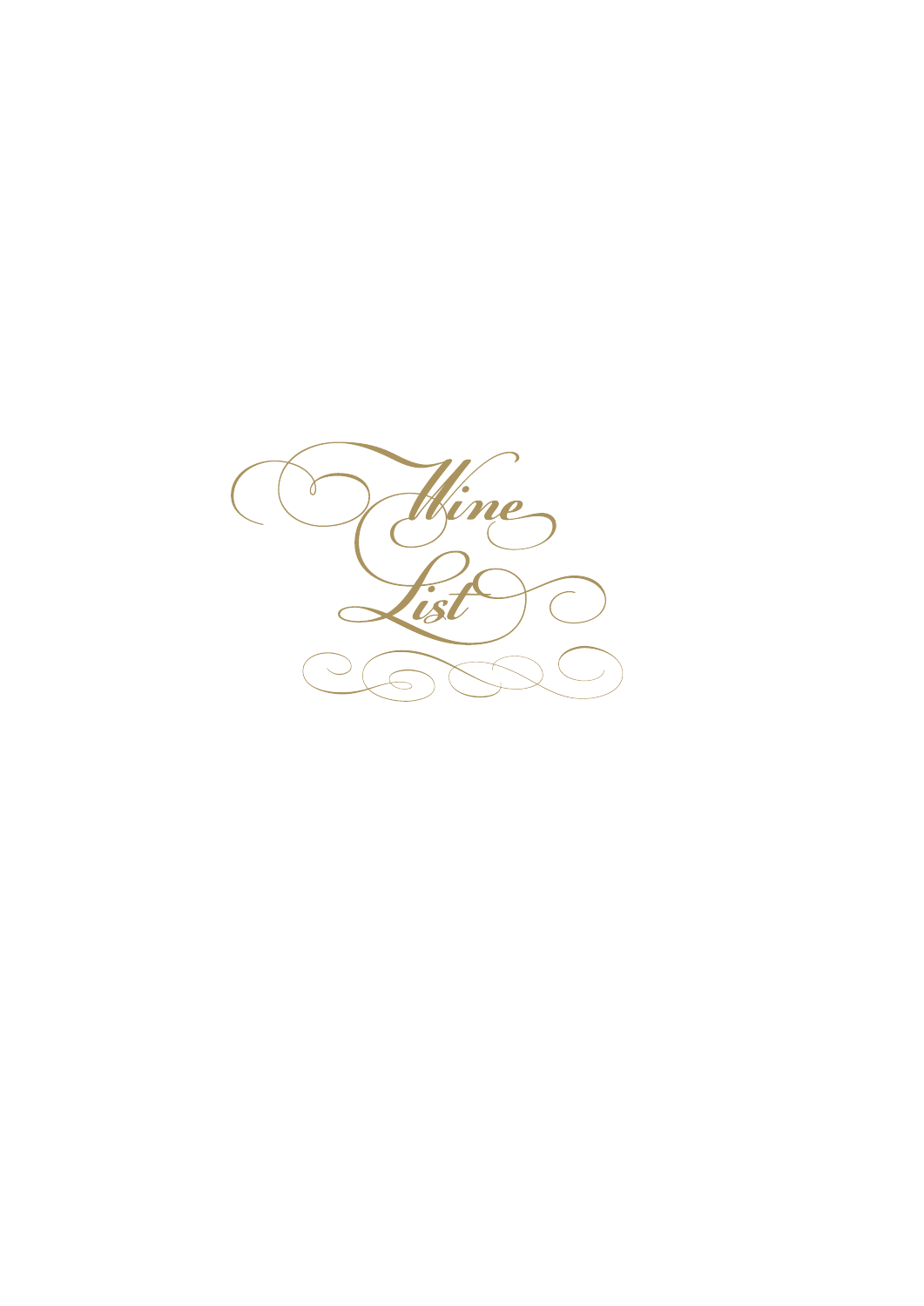# Wine List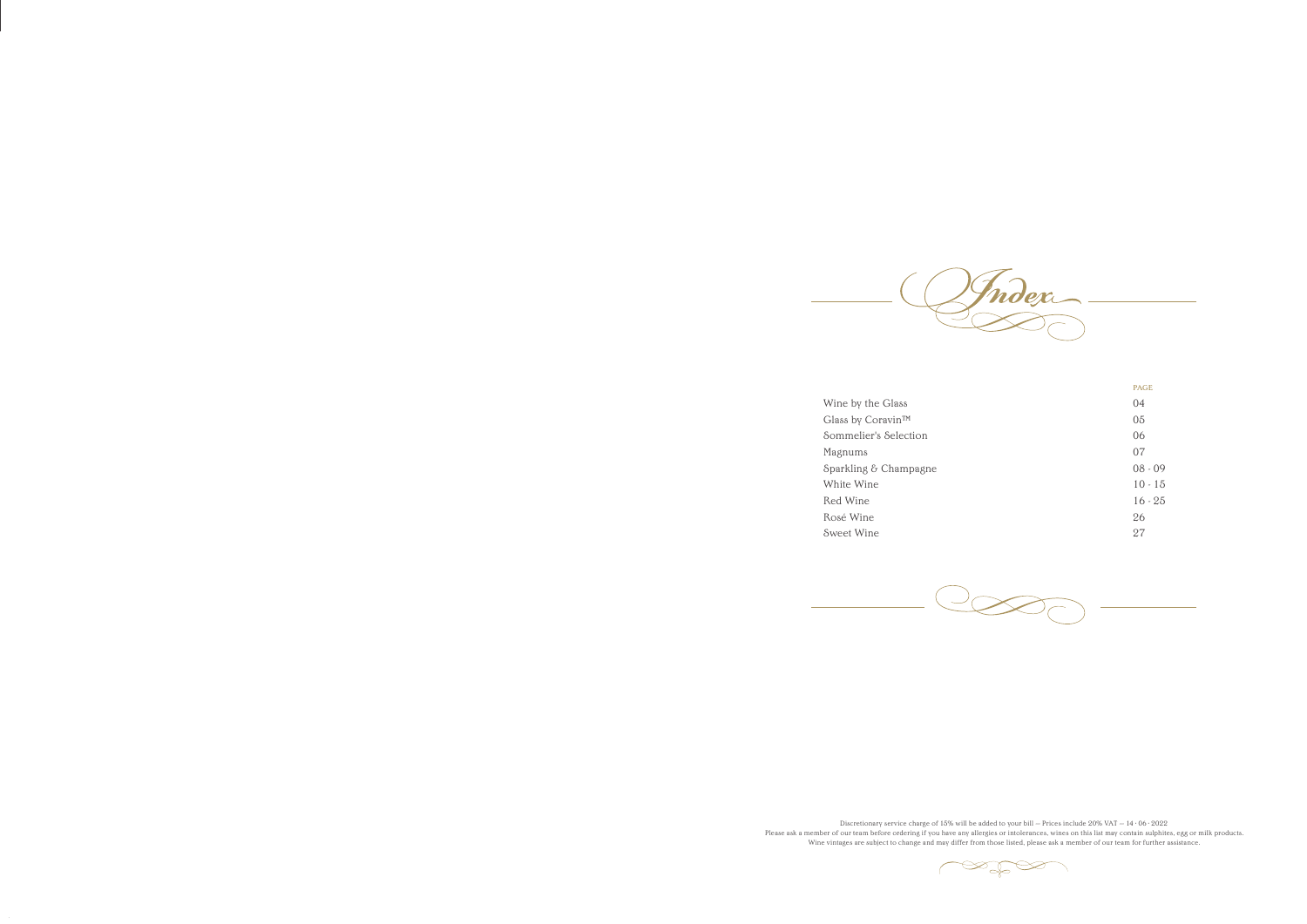# Index

| | PAGE |
|---|---|
| Wine by the Glass | 04 |
| Glass by Coravin™ | 05 |
| Sommelier's Selection | 06 |
| Magnums | 07 |
| Sparkling & Champagne | 08 - 09 |
| White Wine | 10 - 15 |
| Red Wine | 16 - 25 |
| Rosé Wine | 26 |
| Sweet Wine | 27 |

Discretionary service charge of 15% will be added to your bill – Prices include 20% VAT – 14 · 06 · 2022
Please ask a member of our team before ordering if you have any allergies or intolerances, wines on this list may contain sulphites, egg or milk products.
Wine vintages are subject to change and may differ from those listed, please ask a member of our team for further assistance.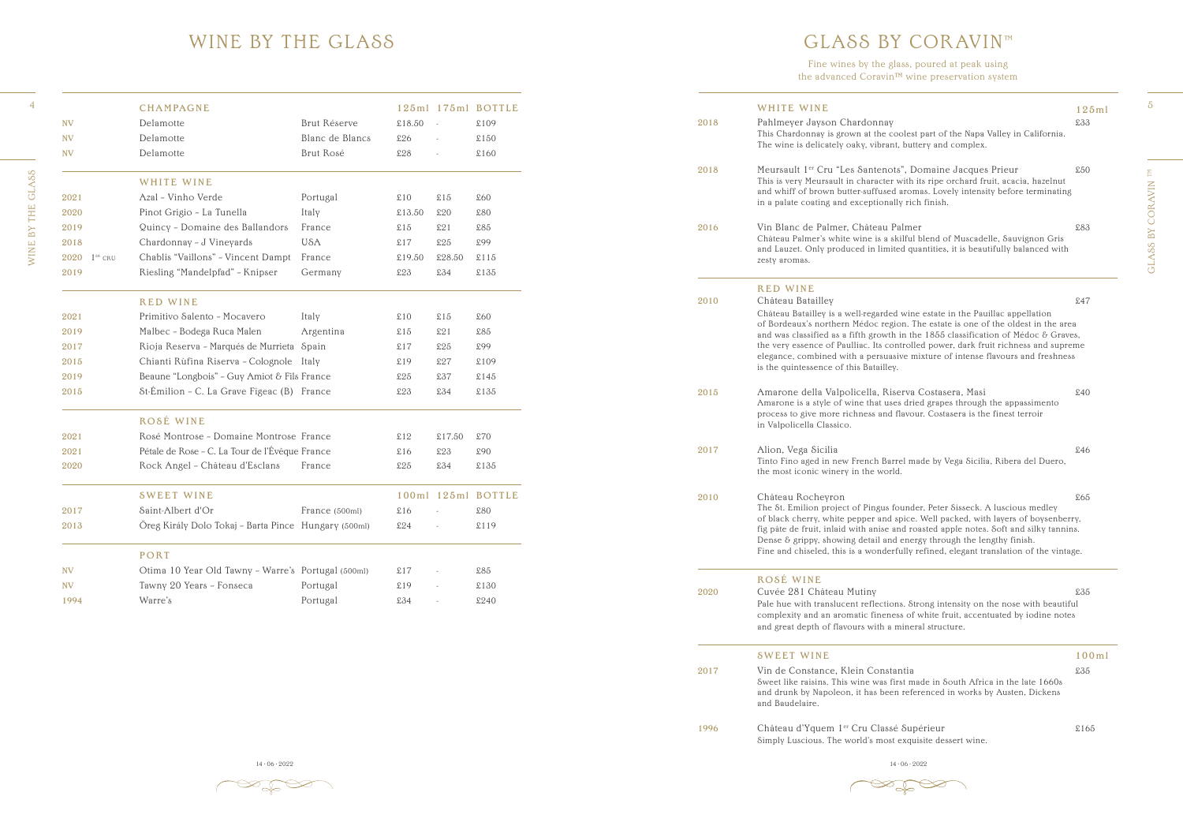# WINE BY THE GLASS

| CHAMPAGNE | | | 125ml | 175ml | BOTTLE |
|---|---|---|---|---|---|
| NV | Delamotte | Brut Réserve | £18.50 | - | £109 |
| NV | Delamotte | Blanc de Blancs | £26 | - | £150 |
| NV | Delamotte | Brut Rosé | £28 | - | £160 |

| WHITE WINE | | | | | |
|---|---|---|---|---|---|
| 2021 | Azal - Vinho Verde | Portugal | £10 | £15 | £60 |
| 2020 | Pinot Grigio - La Tunella | Italy | £13.50 | £20 | £80 |
| 2019 | Quincy - Domaine des Ballandors | France | £15 | £21 | £85 |
| 2018 | Chardonnay - J Vineyards | USA | £17 | £25 | £99 |
| 2020 1er CRU | Chablis "Vaillons" - Vincent Dampt | France | £19.50 | £28.50 | £115 |
| 2019 | Riesling "Mandelpfad" - Knipser | Germany | £23 | £34 | £135 |

| RED WINE | | | | | |
|---|---|---|---|---|---|
| 2021 | Primitivo Salento - Mocavero | Italy | £10 | £15 | £60 |
| 2019 | Malbec - Bodega Ruca Malen | Argentina | £15 | £21 | £85 |
| 2017 | Rioja Reserva - Marqués de Murrieta | Spain | £17 | £25 | £99 |
| 2015 | Chianti Rùfina Riserva - Colognole | Italy | £19 | £27 | £109 |
| 2019 | Beaune "Longbois" - Guy Amiot & Fils | France | £25 | £37 | £145 |
| 2015 | St-Émilion - C. La Grave Figeac (B) | France | £23 | £34 | £135 |

| ROSÉ WINE | | | | | |
|---|---|---|---|---|---|
| 2021 | Rosé Montrose - Domaine Montrose | France | £12 | £17.50 | £70 |
| 2021 | Pétale de Rose - C. La Tour de l'Évêque | France | £16 | £23 | £90 |
| 2020 | Rock Angel - Château d'Esclans | France | £25 | £34 | £135 |

| SWEET WINE | | | 100ml | 125ml | BOTTLE |
|---|---|---|---|---|---|
| 2017 | Saint-Albert d'Or | France (500ml) | £16 | - | £80 |
| 2013 | Öreg Király Dolo Tokaj - Barta Pince | Hungary (500ml) | £24 | - | £119 |

| PORT | | | | | |
|---|---|---|---|---|---|
| NV | Otima 10 Year Old Tawny - Warre's | Portugal (500ml) | £17 | - | £85 |
| NV | Tawny 20 Years - Fonseca | Portugal | £19 | - | £130 |
| 1994 | Warre's | Portugal | £34 | - | £240 |

14 · 06 · 2022

# GLASS BY CORAVIN™

Fine wines by the glass, poured at peak using the advanced Coravin™ wine preservation system

## WHITE WINE — 125ml

**2018 Pahlmeyer Jayson Chardonnay** — £33
This Chardonnay is grown at the coolest part of the Napa Valley in California. The wine is delicately oaky, vibrant, buttery and complex.

**2018 Meursault 1er Cru "Les Santenots", Domaine Jacques Prieur** — £50
This is very Meursault in character with its ripe orchard fruit, acacia, hazelnut and whiff of brown butter-suffused aromas. Lovely intensity before terminating in a palate coating and exceptionally rich finish.

**2016 Vin Blanc de Palmer, Château Palmer** — £83
Château Palmer's white wine is a skilful blend of Muscadelle, Sauvignon Gris and Lauzet. Only produced in limited quantities, it is beautifully balanced with zesty aromas.

## RED WINE

**2010 Château Batailley** — £47
Château Batailley is a well-regarded wine estate in the Pauillac appellation of Bordeaux's northern Médoc region. The estate is one of the oldest in the area and was classified as a fifth growth in the 1855 classification of Médoc & Graves, the very essence of Paulliac. Its controlled power, dark fruit richness and supreme elegance, combined with a persuasive mixture of intense flavours and freshness is the quintessence of this Batailley.

**2015 Amarone della Valpolicella, Riserva Costasera, Masi** — £40
Amarone is a style of wine that uses dried grapes through the appassimento process to give more richness and flavour. Costasera is the finest terroir in Valpolicella Classico.

**2017 Alion, Vega Sicilia** — £46
Tinto Fino aged in new French Barrel made by Vega Sicilia, Ribera del Duero, the most iconic winery in the world.

**2010 Château Rocheyron** — £65
The St. Emilion project of Pingus founder, Peter Sisseck. A luscious medley of black cherry, white pepper and spice. Well packed, with layers of boysenberry, fig pâte de fruit, inlaid with anise and roasted apple notes. Soft and silky tannins. Dense & grippy, showing detail and energy through the lengthy finish. Fine and chiseled, this is a wonderfully refined, elegant translation of the vintage.

## ROSÉ WINE

**2020 Cuvée 281 Château Mutiny** — £35
Pale hue with translucent reflections. Strong intensity on the nose with beautiful complexity and an aromatic fineness of white fruit, accentuated by iodine notes and great depth of flavours with a mineral structure.

## SWEET WINE — 100ml

**2017 Vin de Constance, Klein Constantia** — £35
Sweet like raisins. This wine was first made in South Africa in the late 1660s and drunk by Napoleon, it has been referenced in works by Austen, Dickens and Baudelaire.

**1996 Château d'Yquem 1er Cru Classé Supérieur** — £165
Simply Luscious. The world's most exquisite dessert wine.

14 · 06 · 2022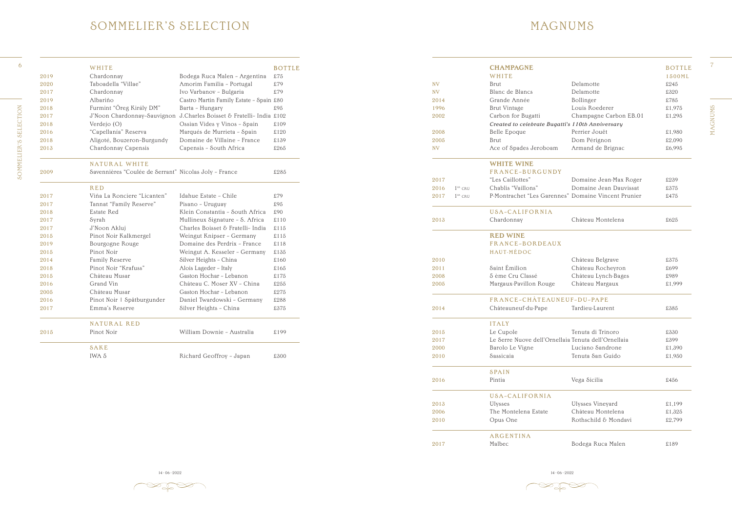# SOMMELIER'S SELECTION

| | WHITE | | BOTTLE |
|---|---|---|---|
| 2019 | Chardonnay | Bodega Ruca Malen - Argentina | £75 |
| 2020 | Taboadella "Villae" | Amorim Familia - Portugal | £79 |
| 2017 | Chardonnay | Ivo Varbanov - Bulgaria | £79 |
| 2019 | Albariño | Castro Martin Family Estate - Spain | £80 |
| 2018 | Furmint "Öreg Király DM" | Barta - Hungary | £95 |
| 2017 | J'Noon Chardonnay-Sauvignon | J.Charles Boisset & Fratelli- India | £102 |
| 2018 | Verdejo (O) | Ossian Vides y Vinos - Spain | £109 |
| 2016 | "Capellania" Reserva | Marqués de Murrieta - Spain | £120 |
| 2018 | Aligoté, Bouzeron-Burgundy | Domaine de Villaine - France | £139 |
| 2013 | Chardonnay Capensis | Capensis - South Africa | £265 |
| | **NATURAL WHITE** | | |
| 2009 | Savennières "Coulée de Serrant" | Nicolas Joly - France | £285 |
| | **RED** | | |
| 2017 | Viña La Ronciere "Licanten" | Idahue Estate - Chile | £79 |
| 2017 | Tannat "Family Reserve" | Pisano - Uruguay | £95 |
| 2018 | Estate Red | Klein Constantia - South Africa | £90 |
| 2017 | Syrah | Mullineux Signature - S. Africa | £110 |
| 2017 | J'Noon Akluj | Charles Boisset & Fratelli- India | £115 |
| 2015 | Pinot Noir Kalkmergel | Weingut Knipser - Germany | £115 |
| 2019 | Bourgogne Rouge | Domaine des Perdrix - France | £118 |
| 2015 | Pinot Noir | Weingut A. Kesseler - Germany | £135 |
| 2014 | Family Reserve | Silver Heights - China | £160 |
| 2018 | Pinot Noir "Krafuss" | Alois Lageder - Italy | £165 |
| 2015 | Château Musar | Gaston Hochar - Lebanon | £175 |
| 2016 | Grand Vin | Château C. Moser XV - China | £255 |
| 2005 | Château Musar | Gaston Hochar - Lebanon | £275 |
| 2016 | Pinot Noir \| Spätburgunder | Daniel Twardowski - Germany | £288 |
| 2017 | Emma's Reserve | Silver Heights - China | £375 |
| | **NATURAL RED** | | |
| 2015 | Pinot Noir | William Downie - Australia | £199 |
| | **SAKE** | | |
| | IWA 5 | Richard Geoffroy - Japan | £300 |

# MAGNUMS

| | | CHAMPAGNE | | BOTTLE |
|---|---|---|---|---|
| | | **WHITE** | | **1500ML** |
| NV | | Brut | Delamotte | £245 |
| NV | | Blanc de Blancs | Delamotte | £320 |
| 2014 | | Grande Année | Bollinger | £785 |
| 1996 | | Brut Vintage | Louis Roederer | £1,975 |
| 2002 | | Carbon for Bugatti | Champagne Carbon EB.01 | £1,295 |
| | | *Created to celebrate Bugatti's 110th Anniversary* | | |
| 2008 | | Belle Epoque | Perrier Jouët | £1,980 |
| 2005 | | Brut | Dom Pérignon | £2,090 |
| NV | | Ace of Spades Jeroboam | Armand de Brignac | £6,995 |
| | | **WHITE WINE** | | |
| | | **FRANCE-BURGUNDY** | | |
| 2017 | | "Les Caillottes" | Domaine Jean-Max Roger | £239 |
| 2016 | 1er CRU | Chablis "Vaillons" | Domaine Jean Dauvissat | £375 |
| 2017 | 1er CRU | P-Montrachet "Les Garennes" | Domaine Vincent Prunier | £475 |
| | | **USA-CALIFORNIA** | | |
| 2013 | | Chardonnay | Château Montelena | £625 |
| | | **RED WINE** | | |
| | | **FRANCE-BORDEAUX** | | |
| | | **HAUT-MÉDOC** | | |
| 2010 | | | Château Belgrave | £375 |
| 2011 | | Saint Émilion | Château Rocheyron | £699 |
| 2008 | | 5 ème Cru Classé | Château Lynch-Bages | £989 |
| 2005 | | Margaux-Pavillon Rouge | Château Margaux | £1,999 |
| | | **FRANCE-CHÂTEAUNEUF-DU-PAPE** | | |
| 2014 | | Châteauneuf-du-Pape | Tardieu-Laurent | £385 |
| | | **ITALY** | | |
| 2015 | | Le Cupole | Tenuta di Trinoro | £330 |
| 2017 | | Le Serre Nuove dell'Ornellaia | Tenuta dell'Ornellaia | £399 |
| 2000 | | Barolo Le Vigne | Luciano Sandrone | £1,390 |
| 2010 | | Sassicaia | Tenuta San Guido | £1,950 |
| | | **SPAIN** | | |
| 2016 | | Pintia | Vega Sicilia | £456 |
| | | **USA-CALIFORNIA** | | |
| 2013 | | Ulysses | Ulysses Vineyard | £1,199 |
| 2006 | | The Montelena Estate | Château Montelena | £1,325 |
| 2010 | | Opus One | Rothschild & Mondavi | £2,799 |
| | | **ARGENTINA** | | |
| 2017 | | Malbec | Bodega Ruca Malen | £189 |

14 · 06 · 2022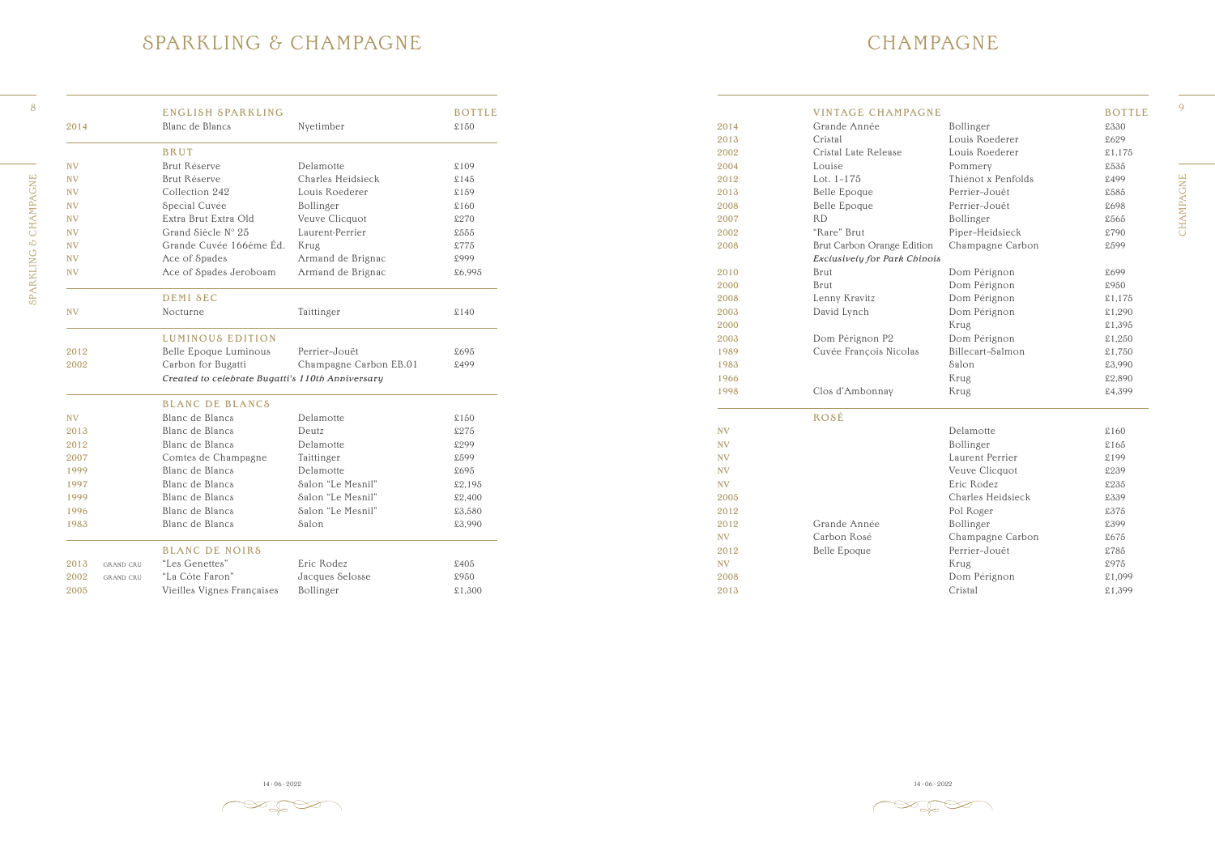# SPARKLING & CHAMPAGNE

| | | ENGLISH SPARKLING | | BOTTLE |
|---|---|---|---|---|
| 2014 | | Blanc de Blancs | Nyetimber | £150 |

| | | BRUT | | |
|---|---|---|---|---|
| NV | | Brut Réserve | Delamotte | £109 |
| NV | | Brut Réserve | Charles Heidsieck | £145 |
| NV | | Collection 242 | Louis Roederer | £159 |
| NV | | Special Cuvée | Bollinger | £160 |
| NV | | Extra Brut Extra Old | Veuve Clicquot | £270 |
| NV | | Grand Siècle N° 25 | Laurent-Perrier | £555 |
| NV | | Grande Cuvée 166ème Éd. | Krug | £775 |
| NV | | Ace of Spades | Armand de Brignac | £999 |
| NV | | Ace of Spades Jeroboam | Armand de Brignac | £6,995 |

| | | DEMI SEC | | |
|---|---|---|---|---|
| NV | | Nocturne | Taittinger | £140 |

| | | LUMINOUS EDITION | | |
|---|---|---|---|---|
| 2012 | | Belle Epoque Luminous | Perrier-Jouët | £695 |
| 2002 | | Carbon for Bugatti | Champagne Carbon EB.01 | £499 |
| | | *Created to celebrate Bugatti's 110th Anniversary* | | |

| | | BLANC DE BLANCS | | |
|---|---|---|---|---|
| NV | | Blanc de Blancs | Delamotte | £150 |
| 2013 | | Blanc de Blancs | Deutz | £275 |
| 2012 | | Blanc de Blancs | Delamotte | £299 |
| 2007 | | Comtes de Champagne | Taittinger | £599 |
| 1999 | | Blanc de Blancs | Delamotte | £695 |
| 1997 | | Blanc de Blancs | Salon "Le Mesnil" | £2,195 |
| 1999 | | Blanc de Blancs | Salon "Le Mesnil" | £2,400 |
| 1996 | | Blanc de Blancs | Salon "Le Mesnil" | £3,580 |
| 1983 | | Blanc de Blancs | Salon | £3,990 |

| | | BLANC DE NOIRS | | |
|---|---|---|---|---|
| 2013 | GRAND CRU | "Les Genettes" | Eric Rodez | £405 |
| 2002 | GRAND CRU | "La Côte Faron" | Jacques Selosse | £950 |
| 2005 | | Vieilles Vignes Françaises | Bollinger | £1,300 |

# CHAMPAGNE

| | VINTAGE CHAMPAGNE | | BOTTLE |
|---|---|---|---|
| 2014 | Grande Année | Bollinger | £330 |
| 2013 | Cristal | Louis Roederer | £629 |
| 2002 | Cristal Late Release | Louis Roederer | £1,175 |
| 2004 | Louise | Pommery | £535 |
| 2012 | Lot. 1-175 | Thiénot x Penfolds | £499 |
| 2013 | Belle Epoque | Perrier-Jouët | £585 |
| 2008 | Belle Epoque | Perrier-Jouët | £698 |
| 2007 | RD | Bollinger | £565 |
| 2002 | "Rare" Brut | Piper-Heidsieck | £790 |
| 2008 | Brut Carbon Orange Edition | Champagne Carbon | £599 |
| | *Exclusively for Park Chinois* | | |
| 2010 | Brut | Dom Pérignon | £699 |
| 2000 | Brut | Dom Pérignon | £950 |
| 2008 | Lenny Kravitz | Dom Pérignon | £1,175 |
| 2003 | David Lynch | Dom Pérignon | £1,290 |
| 2000 | | Krug | £1,395 |
| 2003 | Dom Pérignon P2 | Dom Pérignon | £1,250 |
| 1989 | Cuvée François Nicolas | Billecart-Salmon | £1,750 |
| 1983 | | Salon | £3,990 |
| 1966 | | Krug | £2,890 |
| 1998 | Clos d'Ambonnay | Krug | £4,399 |

| | ROSÉ | | |
|---|---|---|---|
| NV | | Delamotte | £160 |
| NV | | Bollinger | £165 |
| NV | | Laurent Perrier | £199 |
| NV | | Veuve Clicquot | £239 |
| NV | | Eric Rodez | £235 |
| 2005 | | Charles Heidsieck | £339 |
| 2012 | | Pol Roger | £375 |
| 2012 | Grande Année | Bollinger | £399 |
| NV | Carbon Rosé | Champagne Carbon | £675 |
| 2012 | Belle Epoque | Perrier-Jouët | £785 |
| NV | | Krug | £975 |
| 2008 | | Dom Pérignon | £1,099 |
| 2013 | | Cristal | £1,399 |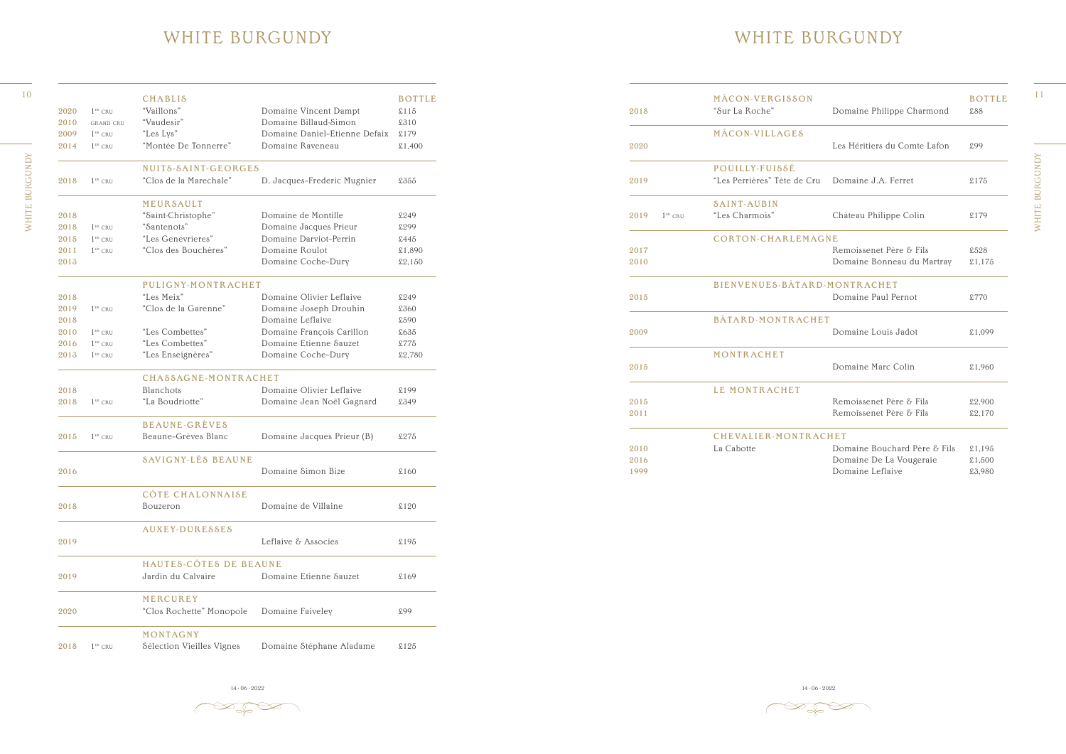# WHITE BURGUNDY

| | | CHABLIS | | BOTTLE |
|---|---|---|---|---|
| 2020 | 1ER CRU | "Vaillons" | Domaine Vincent Dampt | £115 |
| 2010 | GRAND CRU | "Vaudesir" | Domaine Billaud-Simon | £310 |
| 2009 | 1ER CRU | "Les Lys" | Domaine Daniel-Etienne Defaix | £179 |
| 2014 | 1ER CRU | "Montée De Tonnerre" | Domaine Raveneau | £1,400 |
| | | **NUITS-SAINT-GEORGES** | | |
| 2018 | 1ER CRU | "Clos de la Marechale" | D. Jacques-Frederic Mugnier | £355 |
| | | **MEURSAULT** | | |
| 2018 | | "Saint-Christophe" | Domaine de Montille | £249 |
| 2018 | 1ER CRU | "Santenots" | Domaine Jacques Prieur | £299 |
| 2015 | 1ER CRU | "Les Genevrieres" | Domaine Darviot-Perrin | £445 |
| 2011 | 1ER CRU | "Clos des Bouchères" | Domaine Roulot | £1,890 |
| 2013 | | | Domaine Coche-Dury | £2,150 |
| | | **PULIGNY-MONTRACHET** | | |
| 2018 | | "Les Meix" | Domaine Olivier Leflaive | £249 |
| 2019 | 1ER CRU | "Clos de la Garenne" | Domaine Joseph Drouhin | £360 |
| 2018 | | | Domaine Leflaive | £590 |
| 2010 | 1ER CRU | "Les Combettes" | Domaine François Carillon | £635 |
| 2016 | 1ER CRU | "Les Combettes" | Domaine Etienne Sauzet | £775 |
| 2013 | 1ER CRU | "Les Enseignères" | Domaine Coche-Dury | £2,780 |
| | | **CHASSAGNE-MONTRACHET** | | |
| 2018 | | Blanchots | Domaine Olivier Leflaive | £199 |
| 2018 | 1ER CRU | "La Boudriotte" | Domaine Jean Noël Gagnard | £349 |
| | | **BEAUNE-GRÈVES** | | |
| 2015 | 1ER CRU | Beaune-Grèves Blanc | Domaine Jacques Prieur (B) | £275 |
| | | **SAVIGNY-LÈS BEAUNE** | | |
| 2016 | | | Domaine Simon Bize | £160 |
| | | **CÔTE CHALONNAISE** | | |
| 2018 | | Bouzeron | Domaine de Villaine | £120 |
| | | **AUXEY-DURESSES** | | |
| 2019 | | | Leflaive & Associes | £195 |
| | | **HAUTES-CÔTES DE BEAUNE** | | |
| 2019 | | Jardin du Calvaire | Domaine Etienne Sauzet | £169 |
| | | **MERCUREY** | | |
| 2020 | | "Clos Rochette" Monopole | Domaine Faiveley | £99 |
| | | **MONTAGNY** | | |
| 2018 | 1ER CRU | Sélection Vieilles Vignes | Domaine Stéphane Aladame | £125 |

# WHITE BURGUNDY

| | | MÂCON-VERGISSON | | BOTTLE |
|---|---|---|---|---|
| 2018 | | "Sur La Roche" | Domaine Philippe Charmond | £88 |
| | | **MÂCON-VILLAGES** | | |
| 2020 | | | Les Héritiers du Comte Lafon | £99 |
| | | **POUILLY-FUISSÉ** | | |
| 2019 | | "Les Perrières" Tête de Cru | Domaine J.A. Ferret | £175 |
| | | **SAINT-AUBIN** | | |
| 2019 | 1ER CRU | "Les Charmois" | Château Philippe Colin | £179 |
| | | **CORTON-CHARLEMAGNE** | | |
| 2017 | | | Remoissenet Père & Fils | £528 |
| 2010 | | | Domaine Bonneau du Martray | £1,175 |
| | | **BIENVENUES-BÂTARD-MONTRACHET** | | |
| 2015 | | | Domaine Paul Pernot | £770 |
| | | **BÂTARD-MONTRACHET** | | |
| 2009 | | | Domaine Louis Jadot | £1,099 |
| | | **MONTRACHET** | | |
| 2015 | | | Domaine Marc Colin | £1,960 |
| | | **LE MONTRACHET** | | |
| 2015 | | | Remoissenet Père & Fils | £2,900 |
| 2011 | | | Remoissenet Père & Fils | £2,170 |
| | | **CHEVALIER-MONTRACHET** | | |
| 2010 | | La Cabotte | Domaine Bouchard Père & Fils | £1,195 |
| 2016 | | | Domaine De La Vougeraie | £1,500 |
| 1999 | | | Domaine Leflaive | £3,980 |

14 · 06 · 2022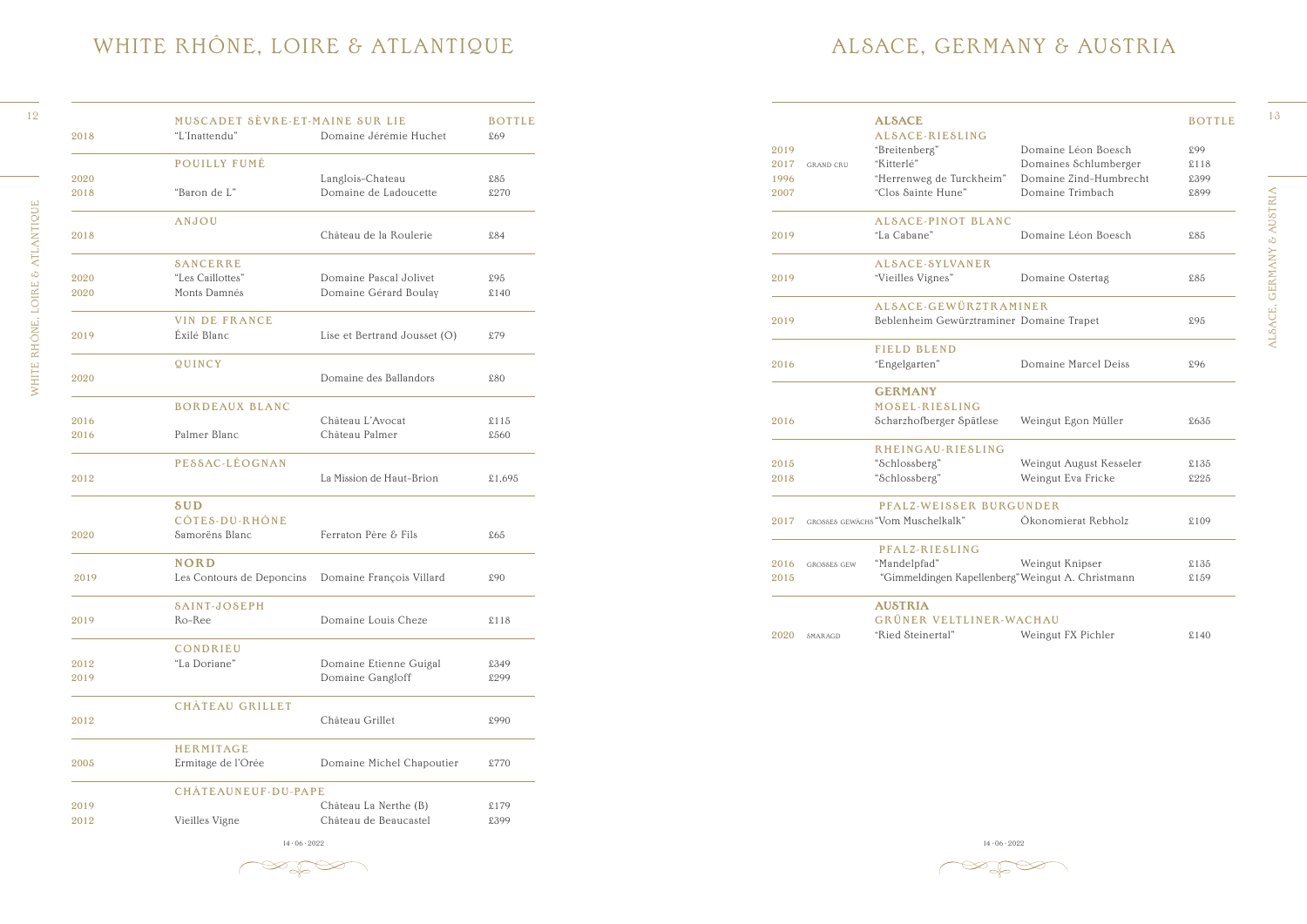# WHITE RHÔNE, LOIRE & ATLANTIQUE

| | | | BOTTLE |
|---|---|---|---|
| | **MUSCADET SÈVRE-ET-MAINE SUR LIE** | | |
| 2018 | "L'Inattendu" | Domaine Jérémie Huchet | £69 |
| | **POUILLY FUMÉ** | | |
| 2020 | | Langlois-Chateau | £85 |
| 2018 | "Baron de L" | Domaine de Ladoucette | £270 |
| | **ANJOU** | | |
| 2018 | | Château de la Roulerie | £84 |
| | **SANCERRE** | | |
| 2020 | "Les Caillottes" | Domaine Pascal Jolivet | £95 |
| 2020 | Monts Damnés | Domaine Gérard Boulay | £140 |
| | **VIN DE FRANCE** | | |
| 2019 | Éxilé Blanc | Lise et Bertrand Jousset (O) | £79 |
| | **QUINCY** | | |
| 2020 | | Domaine des Ballandors | £80 |
| | **BORDEAUX BLANC** | | |
| 2016 | | Château L'Avocat | £115 |
| 2016 | Palmer Blanc | Château Palmer | £560 |
| | **PESSAC-LÉOGNAN** | | |
| 2012 | | La Mission de Haut-Brion | £1,695 |
| | **SUD** | | |
| | **CÔTES-DU-RHÔNE** | | |
| 2020 | Samorëns Blanc | Ferraton Père & Fils | £65 |
| | **NORD** | | |
| 2019 | Les Contours de Deponcins | Domaine François Villard | £90 |
| | **SAINT-JOSEPH** | | |
| 2019 | Ro-Ree | Domaine Louis Cheze | £118 |
| | **CONDRIEU** | | |
| 2012 | "La Doriane" | Domaine Etienne Guigal | £349 |
| 2019 | | Domaine Gangloff | £299 |
| | **CHÂTEAU GRILLET** | | |
| 2012 | | Château Grillet | £990 |
| | **HERMITAGE** | | |
| 2005 | Ermitage de l'Orée | Domaine Michel Chapoutier | £770 |
| | **CHÂTEAUNEUF-DU-PAPE** | | |
| 2019 | | Château La Nerthe (B) | £179 |
| 2012 | Vieilles Vigne | Château de Beaucastel | £399 |

14 · 06 · 2022

# ALSACE, GERMANY & AUSTRIA

| | | | | BOTTLE |
|---|---|---|---|---|
| | | **ALSACE** | | |
| | | **ALSACE-RIESLING** | | |
| 2019 | | "Breitenberg" | Domaine Léon Boesch | £99 |
| 2017 | GRAND CRU | "Kitterlé" | Domaines Schlumberger | £118 |
| 1996 | | "Herrenweg de Turckheim" | Domaine Zind-Humbrecht | £399 |
| 2007 | | "Clos Sainte Hune" | Domaine Trimbach | £899 |
| | | **ALSACE-PINOT BLANC** | | |
| 2019 | | "La Cabane" | Domaine Léon Boesch | £85 |
| | | **ALSACE-SYLVANER** | | |
| 2019 | | "Vieilles Vignes" | Domaine Ostertag | £85 |
| | | **ALSACE-GEWÜRZTRAMINER** | | |
| 2019 | | Beblenheim Gewürztraminer | Domaine Trapet | £95 |
| | | **FIELD BLEND** | | |
| 2016 | | "Engelgarten" | Domaine Marcel Deiss | £96 |
| | | **GERMANY** | | |
| | | **MOSEL-RIESLING** | | |
| 2016 | | Scharzhofberger Spätlese | Weingut Egon Müller | £635 |
| | | **RHEINGAU-RIESLING** | | |
| 2015 | | "Schlossberg" | Weingut August Kesseler | £135 |
| 2018 | | "Schlossberg" | Weingut Eva Fricke | £225 |
| | | **PFALZ-WEISSER BURGUNDER** | | |
| 2017 | GROSSES GEWÄCHS | "Vom Muschelkalk" | Ökonomierat Rebholz | £109 |
| | | **PFALZ-RIESLING** | | |
| 2016 | GROSSES GEW | "Mandelpfad" | Weingut Knipser | £135 |
| 2015 | | "Gimmeldingen Kapellenberg" | Weingut A. Christmann | £159 |
| | | **AUSTRIA** | | |
| | | **GRÜNER VELTLINER-WACHAU** | | |
| 2020 | SMARAGD | "Ried Steinertal" | Weingut FX Pichler | £140 |

14 · 06 · 2022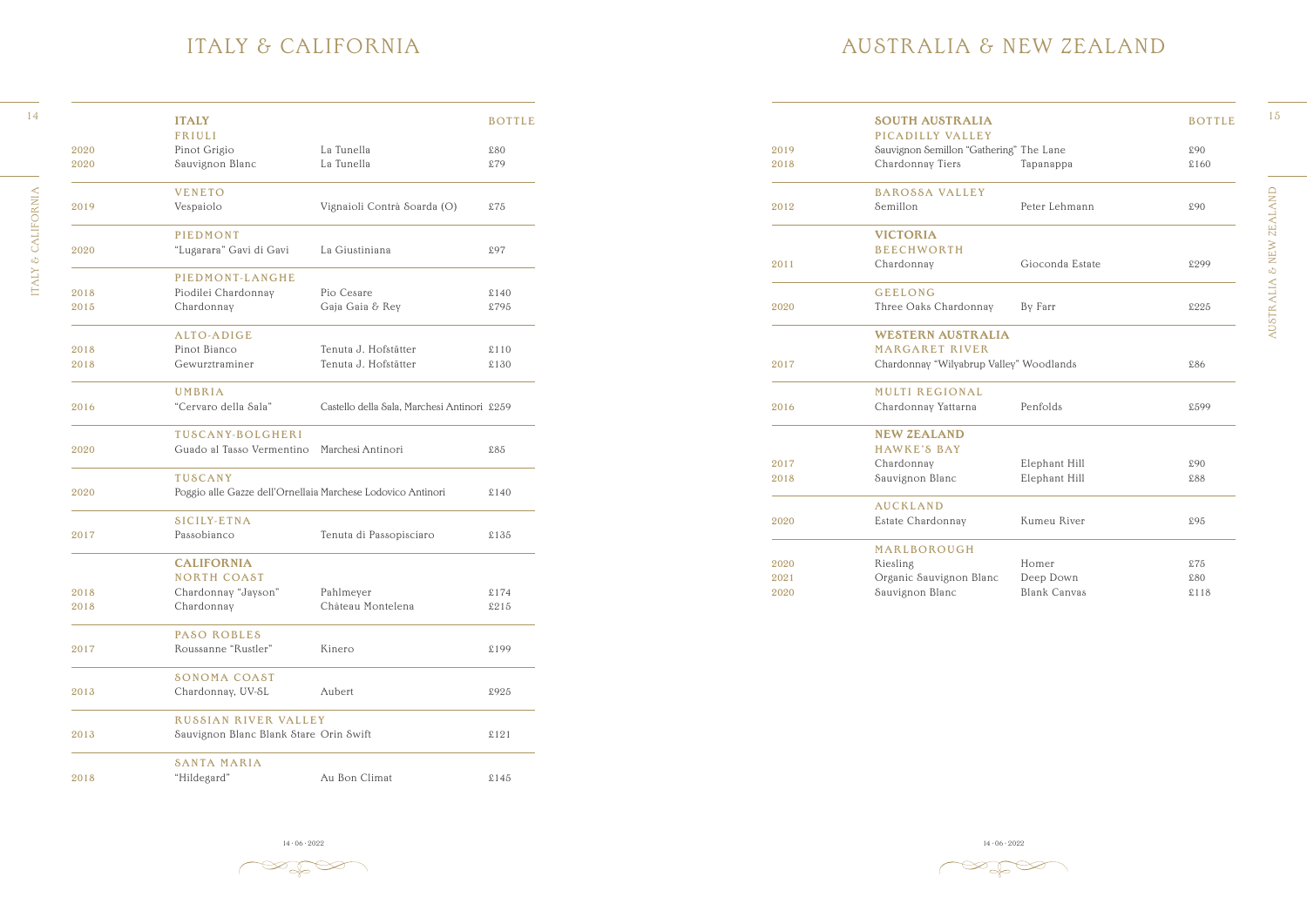# ITALY & CALIFORNIA

## ITALY

| | | | BOTTLE |
|---|---|---|---|
| | **FRIULI** | | |
| 2020 | Pinot Grigio | La Tunella | £80 |
| 2020 | Sauvignon Blanc | La Tunella | £79 |
| | **VENETO** | | |
| 2019 | Vespaiolo | Vignaioli Contrà Soarda (O) | £75 |
| | **PIEDMONT** | | |
| 2020 | "Lugarara" Gavi di Gavi | La Giustiniana | £97 |
| | **PIEDMONT-LANGHE** | | |
| 2018 | Piodilei Chardonnay | Pio Cesare | £140 |
| 2015 | Chardonnay | Gaja Gaia & Rey | £795 |
| | **ALTO-ADIGE** | | |
| 2018 | Pinot Bianco | Tenuta J. Hofstätter | £110 |
| 2018 | Gewurztraminer | Tenuta J. Hofstätter | £130 |
| | **UMBRIA** | | |
| 2016 | "Cervaro della Sala" | Castello della Sala, Marchesi Antinori | £259 |
| | **TUSCANY-BOLGHERI** | | |
| 2020 | Guado al Tasso Vermentino | Marchesi Antinori | £85 |
| | **TUSCANY** | | |
| 2020 | Poggio alle Gazze dell'Ornellaia | Marchese Lodovico Antinori | £140 |
| | **SICILY-ETNA** | | |
| 2017 | Passobianco | Tenuta di Passopisciaro | £135 |

## CALIFORNIA

| | | | BOTTLE |
|---|---|---|---|
| | **NORTH COAST** | | |
| 2018 | Chardonnay "Jayson" | Pahlmeyer | £174 |
| 2018 | Chardonnay | Château Montelena | £215 |
| | **PASO ROBLES** | | |
| 2017 | Roussanne "Rustler" | Kinero | £199 |
| | **SONOMA COAST** | | |
| 2013 | Chardonnay, UV-SL | Aubert | £925 |
| | **RUSSIAN RIVER VALLEY** | | |
| 2013 | Sauvignon Blanc Blank Stare | Orin Swift | £121 |
| | **SANTA MARIA** | | |
| 2018 | "Hildegard" | Au Bon Climat | £145 |

14 · 06 · 2022

# AUSTRALIA & NEW ZEALAND

## SOUTH AUSTRALIA

| | | | BOTTLE |
|---|---|---|---|
| | **PICADILLY VALLEY** | | |
| 2019 | Sauvignon Semillon "Gathering" | The Lane | £90 |
| 2018 | Chardonnay Tiers | Tapanappa | £160 |
| | **BAROSSA VALLEY** | | |
| 2012 | Semillon | Peter Lehmann | £90 |

## VICTORIA

| | | | |
|---|---|---|---|
| | **BEECHWORTH** | | |
| 2011 | Chardonnay | Gioconda Estate | £299 |
| | **GEELONG** | | |
| 2020 | Three Oaks Chardonnay | By Farr | £225 |

## WESTERN AUSTRALIA

| | | | |
|---|---|---|---|
| | **MARGARET RIVER** | | |
| 2017 | Chardonnay "Wilyabrup Valley" | Woodlands | £86 |
| | **MULTI REGIONAL** | | |
| 2016 | Chardonnay Yattarna | Penfolds | £599 |

## NEW ZEALAND

| | | | |
|---|---|---|---|
| | **HAWKE'S BAY** | | |
| 2017 | Chardonnay | Elephant Hill | £90 |
| 2018 | Sauvignon Blanc | Elephant Hill | £88 |
| | **AUCKLAND** | | |
| 2020 | Estate Chardonnay | Kumeu River | £95 |
| | **MARLBOROUGH** | | |
| 2020 | Riesling | Homer | £75 |
| 2021 | Organic Sauvignon Blanc | Deep Down | £80 |
| 2020 | Sauvignon Blanc | Blank Canvas | £118 |

14 · 06 · 2022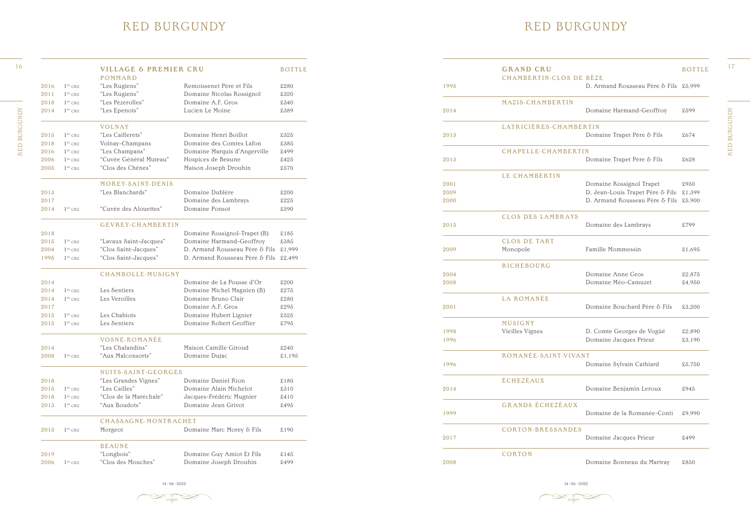# RED BURGUNDY

## VILLAGE & PREMIER CRU

| Vintage | Classification | Wine | Producer | Bottle |
|---|---|---|---|---|
| **POMMARD** | | | | |
| 2016 | 1er cru | "Les Rugiens" | Remoissenet Père et Fils | £280 |
| 2011 | 1er cru | "Les Rugiens" | Domaine Nicolas Rossignol | £320 |
| 2018 | 1er cru | "Les Pezerolles" | Domaine A.F. Gros | £340 |
| 2014 | 1er cru | "Les Epenots" | Lucien Le Moine | £389 |
| **VOLNAY** | | | | |
| 2015 | 1er cru | "Les Caillerets" | Domaine Henri Boillot | £325 |
| 2018 | 1er cru | Volnay-Champans | Domaine des Comtes Lafon | £385 |
| 2016 | 1er cru | "Les Champans" | Domaine Marquis d'Angerville | £499 |
| 2006 | 1er cru | "Cuvée Général Muteau" | Hospices de Beaune | £425 |
| 2005 | 1er cru | "Clos des Chênes" | Maison Joseph Drouhin | £570 |
| **MOREY-SAINT-DENIS** | | | | |
| 2013 | | "Les Blanchards" | Domaine Dublère | £200 |
| 2017 | | | Domaine des Lambrays | £225 |
| 2014 | 1er cru | "Cuvée des Alouettes" | Domaine Ponsot | £590 |
| **GEVREY-CHAMBERTIN** | | | | |
| 2018 | | | Domaine Rossignol-Trapet (B) | £185 |
| 2015 | 1er cru | "Lavaux Saint-Jacques" | Domaine Harmand-Geoffroy | £385 |
| 2004 | 1er cru | "Clos Saint-Jacques" | D. Armand Rousseau Père & Fils | £1,999 |
| 1995 | 1er cru | "Clos Saint-Jacques" | D. Armand Rousseau Père & Fils | £2,499 |
| **CHAMBOLLE-MUSIGNY** | | | | |
| 2014 | | | Domaine de La Pousse d'Or | £200 |
| 2014 | 1er cru | Les Sentiers | Domaine Michel Magnien (B) | £275 |
| 2014 | 1er cru | Les Veroilles | Domaine Bruno Clair | £280 |
| 2017 | | | Domaine A.F. Gros | £295 |
| 2015 | 1er cru | Les Chabiots | Domaine Hubert Lignier | £525 |
| 2015 | 1er cru | Les Sentiers | Domaine Robert Groffier | £795 |
| **VOSNE-ROMANÉE** | | | | |
| 2014 | | "Les Chalandins" | Maison Camille Giroud | £240 |
| 2008 | 1er cru | "Aux Malconsorts" | Domaine Dujac | £1,195 |
| **NUITS-SAINT-GEORGES** | | | | |
| 2018 | | "Les Grandes Vignes" | Domaine Daniel Rion | £180 |
| 2015 | 1er cru | "Les Cailles" | Domaine Alain Michelot | £310 |
| 2018 | 1er cru | "Clos de la Maréchale" | Jacques-Frédéric Mugnier | £410 |
| 2013 | 1er cru | "Aux Boudots" | Domaine Jean Grivot | £495 |
| **CHASSAGNE-MONTRACHET** | | | | |
| 2015 | 1er cru | Morgeot | Domaine Marc Morey & Fils | £190 |
| **BEAUNE** | | | | |
| 2019 | | "Longbois" | Domaine Guy Amiot Et Fils | £145 |
| 2006 | 1er cru | "Clos des Mouches" | Domaine Joseph Drouhin | £499 |

## GRAND CRU

| Vintage | Wine | Producer | Bottle |
|---|---|---|---|
| **CHAMBERTIN-CLOS DE BÈZE** | | | |
| 1995 | | D. Armand Rousseau Père & Fils | £5,999 |
| **MAZIS-CHAMBERTIN** | | | |
| 2014 | | Domaine Harmand-Geoffroy | £599 |
| **LATRICIÈRES-CHAMBERTIN** | | | |
| 2013 | | Domaine Trapet Père & Fils | £674 |
| **CHAPELLE-CHAMBERTIN** | | | |
| 2013 | | Domaine Trapet Père & Fils | £628 |
| **LE CHAMBERTIN** | | | |
| 2001 | | Domaine Rossignol Trapet | £950 |
| 2009 | | D. Jean-Louis Trapet Père & Fils | £1,399 |
| 2000 | | D. Armand Rousseau Père & Fils | £5,900 |
| **CLOS DES LAMBRAYS** | | | |
| 2013 | | Domaine des Lambrays | £799 |
| **CLOS DE TART** | | | |
| 2009 | Monopole | Famille Mommessin | £1,695 |
| **RICHEBOURG** | | | |
| 2004 | | Domaine Anne Gros | £2,875 |
| 2008 | | Domaine Méo-Camuzet | £4,950 |
| **LA ROMANÉE** | | | |
| 2001 | | Domaine Bouchard Père & Fils | £3,200 |
| **MUSIGNY** | | | |
| 1998 | Vieilles Vignes | D. Comte Georges de Vogüé | £2,890 |
| 1996 | | Domaine Jacques Prieur | £3,190 |
| **ROMANÉE-SAINT-VIVANT** | | | |
| 1996 | | Domaine Sylvain Cathiard | £5,750 |
| **ÉCHEZÉAUX** | | | |
| 2014 | | Domaine Benjamin Leroux | £945 |
| **GRANDS ÉCHEZÉAUX** | | | |
| 1999 | | Domaine de la Romanée-Conti | £9,990 |
| **CORTON-BRESSANDES** | | | |
| 2017 | | Domaine Jacques Prieur | £499 |
| **CORTON** | | | |
| 2008 | | Domaine Bonneau du Martray | £850 |

14 · 06 · 2022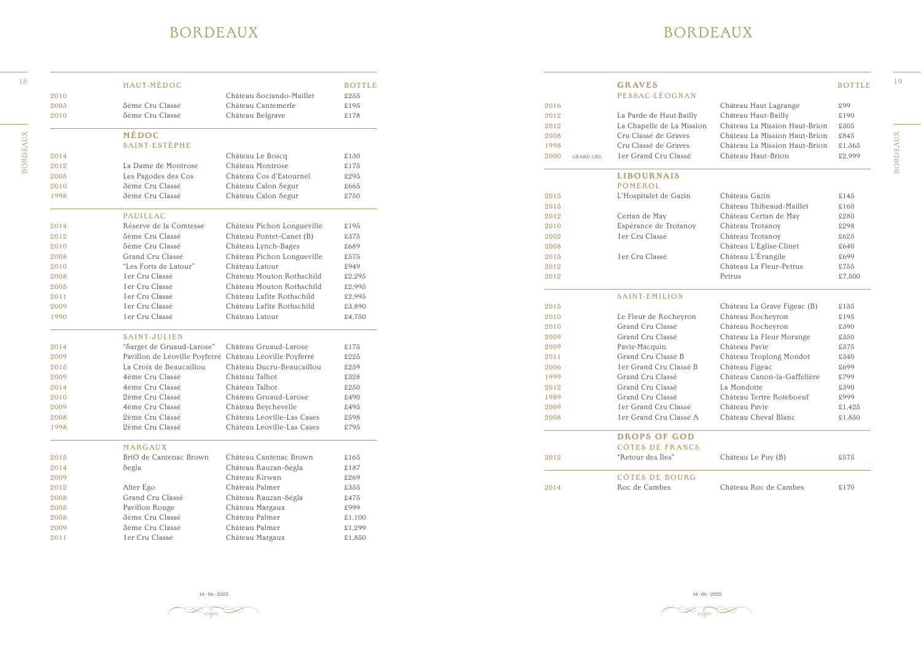# BORDEAUX

## HAUT-MÉDOC

| Vintage | | Wine | Bottle |
|---|---|---|---|
| 2010 | | Château Sociando-Maillet | £255 |
| 2003 | 5ème Cru Classé | Château Cantemerle | £195 |
| 2010 | 5ème Cru Classé | Château Belgrave | £178 |

## MÉDOC

### SAINT-ESTÈPHE

| Vintage | | Wine | Bottle |
|---|---|---|---|
| 2014 | | Château Le Boscq | £130 |
| 2012 | La Dame de Montrose | Château Montrose | £175 |
| 2005 | Les Pagodes des Cos | Château Cos d'Estournel | £295 |
| 2010 | 3ème Cru Classé | Château Calon Segur | £665 |
| 1998 | 3ème Cru Classé | Château Calon Segur | £750 |

### PAUILLAC

| Vintage | | Wine | Bottle |
|---|---|---|---|
| 2014 | Réserve de la Comtesse | Château Pichon Longueville | £195 |
| 2012 | 5ème Cru Classé | Château Pontet-Canet (B) | £375 |
| 2010 | 5ème Cru Classé | Château Lynch-Bages | £689 |
| 2008 | Grand Cru Classé | Château Pichon Longueville | £575 |
| 2010 | "Les Forts de Latour" | Château Latour | £949 |
| 2008 | 1er Cru Classé | Château Mouton Rothschild | £2,295 |
| 2005 | 1er Cru Classé | Château Mouton Rothschild | £2,995 |
| 2011 | 1er Cru Classé | Château Lafite Rothschild | £2,995 |
| 2009 | 1er Cru Classé | Château Lafite Rothschild | £3,890 |
| 1990 | 1er Cru Classé | Château Latour | £4,750 |

### SAINT-JULIEN

| Vintage | | Wine | Bottle |
|---|---|---|---|
| 2014 | "Sarget de Gruaud-Larose" | Château Gruaud-Larose | £175 |
| 2009 | Pavillon de Léoville Poyferré | Château Léoville Poyferré | £225 |
| 2015 | La Croix de Beaucaillou | Château Ducru-Beaucaillou | £259 |
| 2009 | 4ème Cru Classé | Château Talbot | £328 |
| 2014 | 4ème Cru Classé | Château Talbot | £250 |
| 2010 | 2ème Cru Classé | Château Gruaud-Larose | £490 |
| 2009 | 4ème Cru Classé | Château Beychevelle | £495 |
| 2008 | 2ème Cru Classé | Château Leoville-Las Cases | £598 |
| 1998 | 2ème Cru Classé | Château Leoville-Las Cases | £795 |

### MARGAUX

| Vintage | | Wine | Bottle |
|---|---|---|---|
| 2015 | BriO de Cantenac Brown | Château Cantenac Brown | £165 |
| 2014 | Segla | Château Rauzan-Ségla | £187 |
| 2009 | | Château Kirwan | £269 |
| 2012 | Alter Ego | Château Palmer | £355 |
| 2008 | Grand Cru Classé | Château Rauzan-Ségla | £475 |
| 2005 | Pavillon Rouge | Château Margaux | £999 |
| 2008 | 3ème Cru Classé | Château Palmer | £1,100 |
| 2009 | 3ème Cru Classé | Château Palmer | £1,299 |
| 2011 | 1er Cru Classé | Château Margaux | £1,850 |

14 · 06 · 2022

# BORDEAUX

## GRAVES

### PESSAC-LÉOGNAN

| Vintage | | | Wine | Bottle |
|---|---|---|---|---|
| 2016 | | | Château Haut Lagrange | £99 |
| 2012 | | La Parde de Haut-Bailly | Château Haut-Bailly | £190 |
| 2012 | | La Chapelle de La Mission | Château La Mission Haut-Brion | £305 |
| 2008 | | Cru Classé de Graves | Château La Mission Haut-Brion | £845 |
| 1998 | | Cru Classé de Graves | Château La Mission Haut-Brion | £1,365 |
| 2000 | GRAND CRU | 1er Grand Cru Classé | Château Haut-Brion | £2,999 |

## LIBOURNAIS

### POMEROL

| Vintage | | Wine | Bottle |
|---|---|---|---|
| 2015 | L'Hospitalet de Gazin | Château Gazin | £145 |
| 2015 | | Château Thibeaud-Maillet | £160 |
| 2012 | Certan de May | Château Certan de May | £280 |
| 2010 | Espérance de Trotanoy | Château Trotanoy | £298 |
| 2002 | 1er Cru Classé | Château Trotanoy | £625 |
| 2008 | | Château L'Eglise-Clinet | £640 |
| 2015 | 1er Cru Classé | Château L'Évangile | £699 |
| 2012 | | Château La Fleur-Petrus | £755 |
| 2012 | | Petrus | £7,500 |

### SAINT-EMILION

| Vintage | | Wine | Bottle |
|---|---|---|---|
| 2015 | | Château La Grave Figeac (B) | £135 |
| 2010 | Le Fleur de Rocheyron | Château Rocheyron | £195 |
| 2010 | Grand Cru Classé | Château Rocheyron | £390 |
| 2009 | Grand Cru Classé | Château La Fleur Morange | £350 |
| 2009 | Pavie-Macquin | Château Pavie | £375 |
| 2011 | Grand Cru Classé B | Château Troplong Mondot | £340 |
| 2006 | 1er Grand Cru Classé B | Château Figeac | £699 |
| 1999 | Grand Cru Classé | Château Canon-la-Gaffelière | £799 |
| 2012 | Grand Cru Classé | La Mondotte | £390 |
| 1989 | Grand Cru Classé | Château Tertre Roteboeuf | £999 |
| 2009 | 1er Grand Cru Classé | Château Pavie | £1,425 |
| 2008 | 1er Grand Cru Classé A | Château Cheval Blanc | £1,850 |

## DROPS OF GOD

### CÔTES DE FRANCS

| Vintage | | Wine | Bottle |
|---|---|---|---|
| 2012 | "Retour des Îles" | Château Le Puy (B) | £575 |

### CÔTES DE BOURG

| Vintage | | Wine | Bottle |
|---|---|---|---|
| 2014 | Roc de Cambes | Château Roc de Cambes | £170 |

14 · 06 · 2022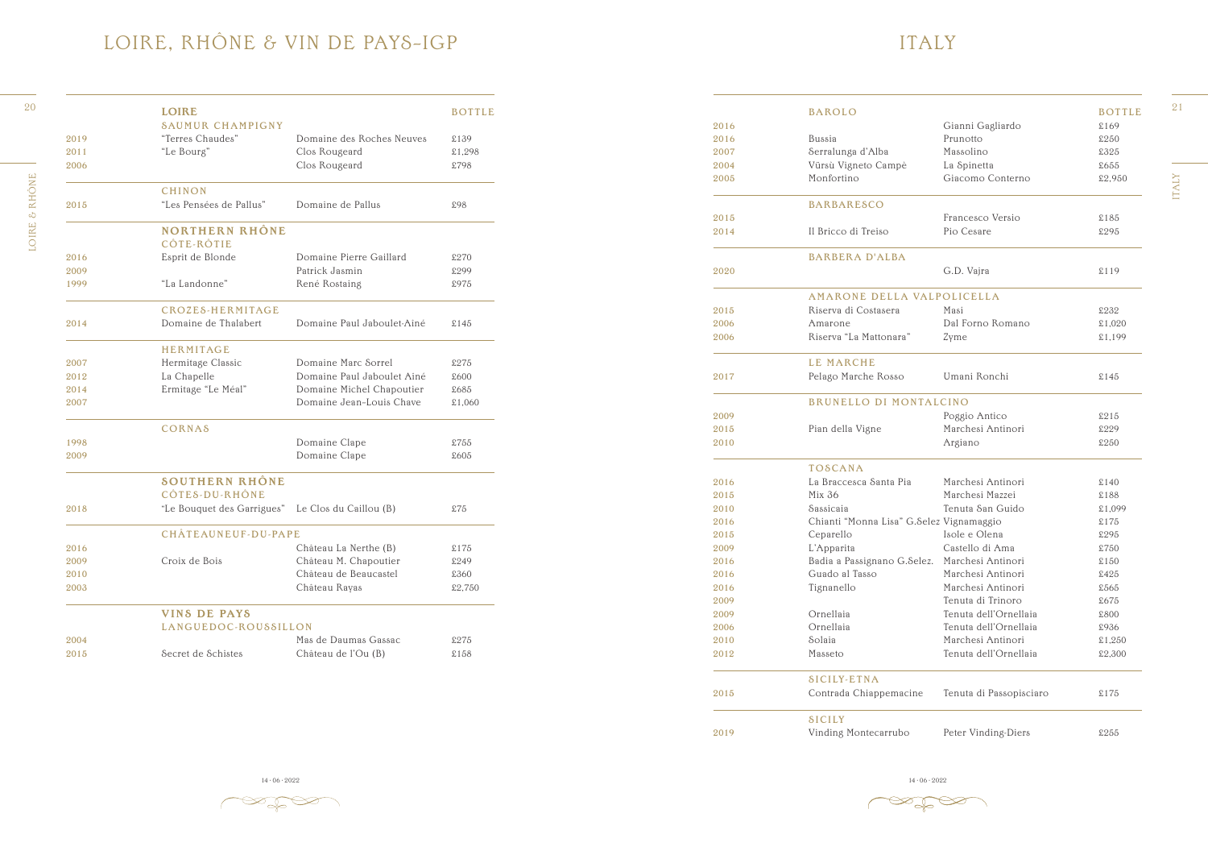# LOIRE, RHÔNE & VIN DE PAYS-IGP

| | LOIRE | | BOTTLE |
|---|---|---|---|
| | **SAUMUR CHAMPIGNY** | | |
| 2019 | "Terres Chaudes" | Domaine des Roches Neuves | £139 |
| 2011 | "Le Bourg" | Clos Rougeard | £1,298 |
| 2006 | | Clos Rougeard | £798 |
| | **CHINON** | | |
| 2015 | "Les Pensées de Pallus" | Domaine de Pallus | £98 |
| | **NORTHERN RHÔNE** | | |
| | **CÔTE-RÔTIE** | | |
| 2016 | Esprit de Blonde | Domaine Pierre Gaillard | £270 |
| 2009 | | Patrick Jasmin | £299 |
| 1999 | "La Landonne" | René Rostaing | £975 |
| | **CROZES-HERMITAGE** | | |
| 2014 | Domaine de Thalabert | Domaine Paul Jaboulet-Ainé | £145 |
| | **HERMITAGE** | | |
| 2007 | Hermitage Classic | Domaine Marc Sorrel | £275 |
| 2012 | La Chapelle | Domaine Paul Jaboulet Ainé | £600 |
| 2014 | Ermitage "Le Méal" | Domaine Michel Chapoutier | £685 |
| 2007 | | Domaine Jean-Louis Chave | £1,060 |
| | **CORNAS** | | |
| 1998 | | Domaine Clape | £755 |
| 2009 | | Domaine Clape | £605 |
| | **SOUTHERN RHÔNE** | | |
| | **CÔTES-DU-RHÔNE** | | |
| 2018 | "Le Bouquet des Garrigues" | Le Clos du Caillou (B) | £75 |
| | **CHÂTEAUNEUF-DU-PAPE** | | |
| 2016 | | Château La Nerthe (B) | £175 |
| 2009 | Croix de Bois | Château M. Chapoutier | £249 |
| 2010 | | Château de Beaucastel | £360 |
| 2003 | | Château Rayas | £2,750 |
| | **VINS DE PAYS** | | |
| | **LANGUEDOC-ROUSSILLON** | | |
| 2004 | | Mas de Daumas Gassac | £275 |
| 2015 | Secret de Schistes | Château de l'Ou (B) | £158 |

# ITALY

| | BAROLO | | BOTTLE |
|---|---|---|---|
| 2016 | | Gianni Gagliardo | £169 |
| 2016 | Bussia | Prunotto | £250 |
| 2007 | Serralunga d'Alba | Massolino | £325 |
| 2004 | Vürsù Vigneto Campè | La Spinetta | £655 |
| 2005 | Monfortino | Giacomo Conterno | £2,950 |
| | **BARBARESCO** | | |
| 2015 | | Francesco Versio | £185 |
| 2014 | Il Bricco di Treiso | Pio Cesare | £295 |
| | **BARBERA D'ALBA** | | |
| 2020 | | G.D. Vajra | £119 |
| | **AMARONE DELLA VALPOLICELLA** | | |
| 2015 | Riserva di Costasera | Masi | £232 |
| 2006 | Amarone | Dal Forno Romano | £1,020 |
| 2006 | Riserva "La Mattonara" | Zyme | £1,199 |
| | **LE MARCHE** | | |
| 2017 | Pelago Marche Rosso | Umani Ronchi | £145 |
| | **BRUNELLO DI MONTALCINO** | | |
| 2009 | | Poggio Antico | £215 |
| 2015 | Pian della Vigne | Marchesi Antinori | £229 |
| 2010 | | Argiano | £250 |
| | **TOSCANA** | | |
| 2016 | La Braccesca Santa Pia | Marchesi Antinori | £140 |
| 2015 | Mix 36 | Marchesi Mazzei | £188 |
| 2010 | Sassicaia | Tenuta San Guido | £1,099 |
| 2016 | Chianti "Monna Lisa" G.Selez | Vignamaggio | £175 |
| 2015 | Ceparello | Isole e Olena | £295 |
| 2009 | L'Apparita | Castello di Ama | £750 |
| 2016 | Badia a Passignano G.Selez. | Marchesi Antinori | £150 |
| 2016 | Guado al Tasso | Marchesi Antinori | £425 |
| 2016 | Tignanello | Marchesi Antinori | £565 |
| 2009 | | Tenuta di Trinoro | £675 |
| 2009 | Ornellaia | Tenuta dell'Ornellaia | £800 |
| 2006 | Ornellaia | Tenuta dell'Ornellaia | £936 |
| 2010 | Solaia | Marchesi Antinori | £1,250 |
| 2012 | Masseto | Tenuta dell'Ornellaia | £2,300 |
| | **SICILY-ETNA** | | |
| 2015 | Contrada Chiappemacine | Tenuta di Passopisciaro | £175 |
| | **SICILY** | | |
| 2019 | Vinding Montecarrubo | Peter Vinding-Diers | £255 |

14 · 06 · 2022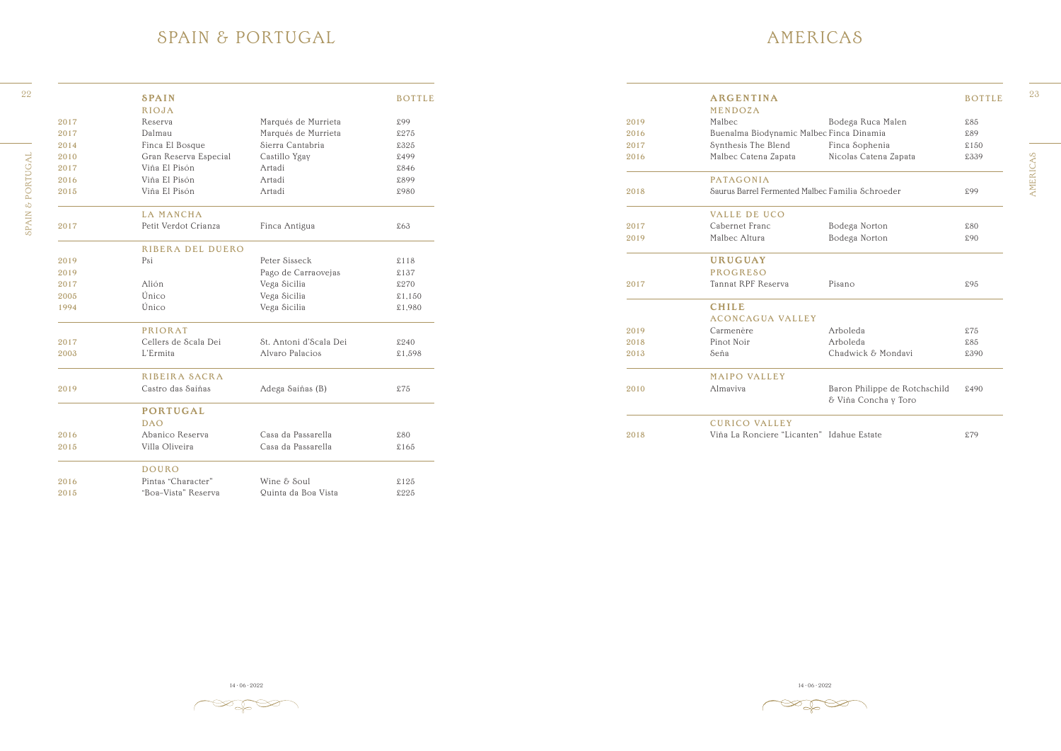# SPAIN & PORTUGAL

## SPAIN

| | | | BOTTLE |
|---|---|---|---|
| | **RIOJA** | | |
| 2017 | Reserva | Marqués de Murrieta | £99 |
| 2017 | Dalmau | Marqués de Murrieta | £275 |
| 2014 | Finca El Bosque | Sierra Cantabria | £325 |
| 2010 | Gran Reserva Especial | Castillo Ygay | £499 |
| 2017 | Viña El Pisón | Artadi | £846 |
| 2016 | Viña El Pisón | Artadi | £899 |
| 2015 | Viña El Pisón | Artadi | £980 |
| | **LA MANCHA** | | |
| 2017 | Petit Verdot Crianza | Finca Antigua | £63 |
| | **RIBERA DEL DUERO** | | |
| 2019 | Psi | Peter Sisseck | £118 |
| 2019 | | Pago de Carraovejas | £137 |
| 2017 | Alión | Vega Sicilia | £270 |
| 2005 | Único | Vega Sicilia | £1,150 |
| 1994 | Único | Vega Sicilia | £1,980 |
| | **PRIORAT** | | |
| 2017 | Cellers de Scala Dei | St. Antoni d'Scala Dei | £240 |
| 2003 | L'Ermita | Alvaro Palacios | £1,598 |
| | **RIBEIRA SACRA** | | |
| 2019 | Castro das Saiñas | Adega Saiñas (B) | £75 |

## PORTUGAL

| | | | BOTTLE |
|---|---|---|---|
| | **DAO** | | |
| 2016 | Abanico Reserva | Casa da Passarella | £80 |
| 2015 | Villa Oliveira | Casa da Passarella | £165 |
| | **DOURO** | | |
| 2016 | Pintas "Character" | Wine & Soul | £125 |
| 2015 | "Boa-Vista" Reserva | Quinta da Boa Vista | £225 |

# AMERICAS

## ARGENTINA

| | | | BOTTLE |
|---|---|---|---|
| | **MENDOZA** | | |
| 2019 | Malbec | Bodega Ruca Malen | £85 |
| 2016 | Buenalma Biodynamic Malbec | Finca Dinamia | £89 |
| 2017 | Synthesis The Blend | Finca Sophenia | £150 |
| 2016 | Malbec Catena Zapata | Nicolas Catena Zapata | £339 |
| | **PATAGONIA** | | |
| 2018 | Saurus Barrel Fermented Malbec | Familia Schroeder | £99 |
| | **VALLE DE UCO** | | |
| 2017 | Cabernet Franc | Bodega Norton | £80 |
| 2019 | Malbec Altura | Bodega Norton | £90 |

## URUGUAY

| | | | BOTTLE |
|---|---|---|---|
| | **PROGRESO** | | |
| 2017 | Tannat RPF Reserva | Pisano | £95 |

## CHILE

| | | | BOTTLE |
|---|---|---|---|
| | **ACONCAGUA VALLEY** | | |
| 2019 | Carmenère | Arboleda | £75 |
| 2018 | Pinot Noir | Arboleda | £85 |
| 2013 | Seña | Chadwick & Mondavi | £390 |
| | **MAIPO VALLEY** | | |
| 2010 | Almaviva | Baron Philippe de Rotchschild & Viña Concha y Toro | £490 |
| | **CURICO VALLEY** | | |
| 2018 | Viña La Ronciere "Licanten" | Idahue Estate | £79 |

14 · 06 · 2022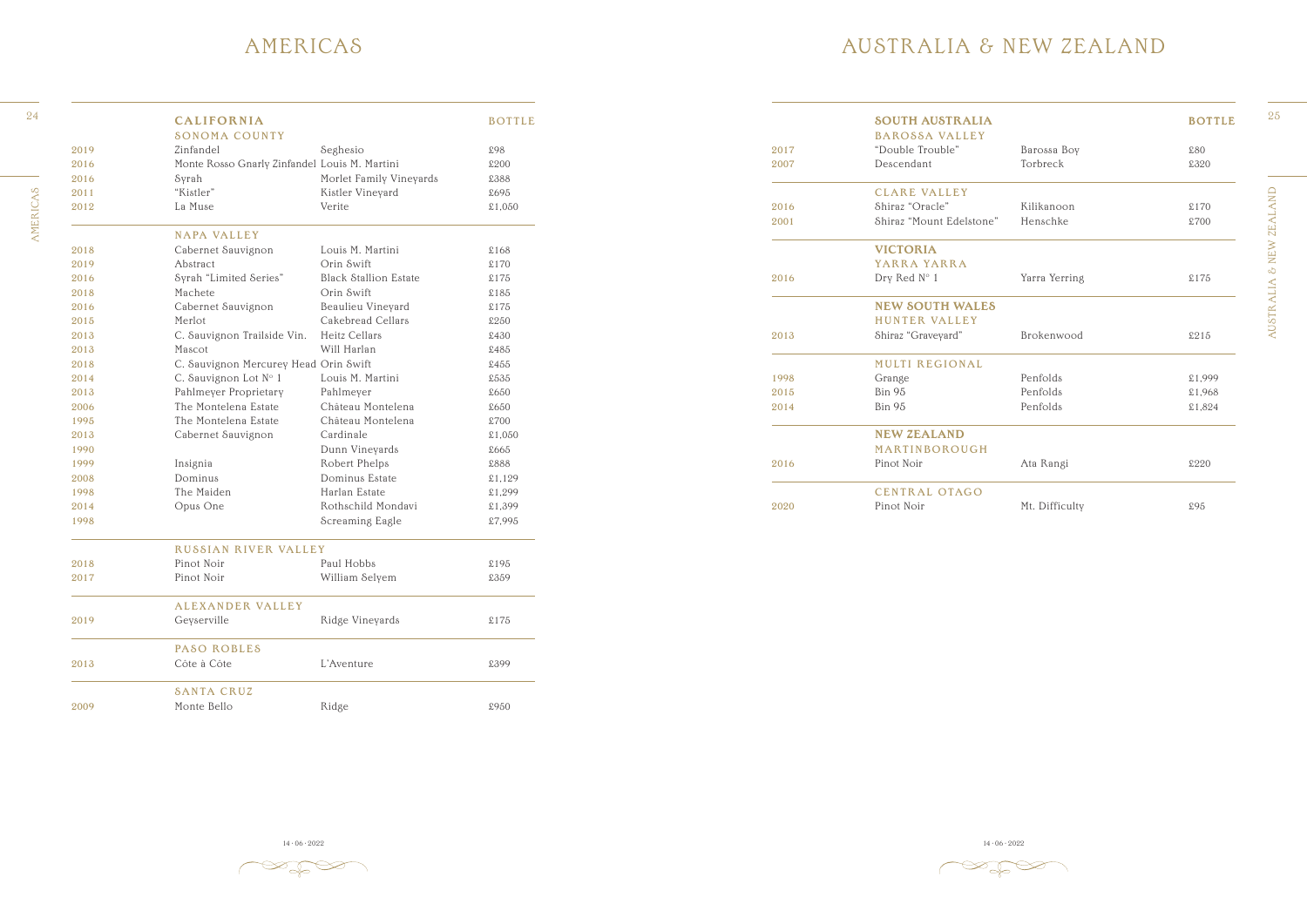# AMERICAS

## CALIFORNIA

### SONOMA COUNTY

| | | | BOTTLE |
|---|---|---|---|
| 2019 | Zinfandel | Seghesio | £98 |
| 2016 | Monte Rosso Gnarly Zinfandel | Louis M. Martini | £200 |
| 2016 | Syrah | Morlet Family Vineyards | £388 |
| 2011 | "Kistler" | Kistler Vineyard | £695 |
| 2012 | La Muse | Verite | £1,050 |

### NAPA VALLEY

| | | | BOTTLE |
|---|---|---|---|
| 2018 | Cabernet Sauvignon | Louis M. Martini | £168 |
| 2019 | Abstract | Orin Swift | £170 |
| 2016 | Syrah "Limited Series" | Black Stallion Estate | £175 |
| 2018 | Machete | Orin Swift | £185 |
| 2016 | Cabernet Sauvignon | Beaulieu Vineyard | £175 |
| 2015 | Merlot | Cakebread Cellars | £250 |
| 2013 | C. Sauvignon Trailside Vin. | Heitz Cellars | £430 |
| 2013 | Mascot | Will Harlan | £485 |
| 2018 | C. Sauvignon Mercurey Head | Orin Swift | £455 |
| 2014 | C. Sauvignon Lot N° 1 | Louis M. Martini | £535 |
| 2013 | Pahlmeyer Proprietary | Pahlmeyer | £650 |
| 2006 | The Montelena Estate | Château Montelena | £650 |
| 1995 | The Montelena Estate | Château Montelena | £700 |
| 2013 | Cabernet Sauvignon | Cardinale | £1,050 |
| 1990 | | Dunn Vineyards | £665 |
| 1999 | Insignia | Robert Phelps | £888 |
| 2008 | Dominus | Dominus Estate | £1,129 |
| 1998 | The Maiden | Harlan Estate | £1,299 |
| 2014 | Opus One | Rothschild Mondavi | £1,399 |
| 1998 | | Screaming Eagle | £7,995 |

### RUSSIAN RIVER VALLEY

| | | | BOTTLE |
|---|---|---|---|
| 2018 | Pinot Noir | Paul Hobbs | £195 |
| 2017 | Pinot Noir | William Selyem | £359 |

### ALEXANDER VALLEY

| | | | BOTTLE |
|---|---|---|---|
| 2019 | Geyserville | Ridge Vineyards | £175 |

### PASO ROBLES

| | | | BOTTLE |
|---|---|---|---|
| 2013 | Côte à Côte | L'Aventure | £399 |

### SANTA CRUZ

| | | | BOTTLE |
|---|---|---|---|
| 2009 | Monte Bello | Ridge | £950 |

# AUSTRALIA & NEW ZEALAND

## SOUTH AUSTRALIA

### BAROSSA VALLEY

| | | | BOTTLE |
|---|---|---|---|
| 2017 | "Double Trouble" | Barossa Boy | £80 |
| 2007 | Descendant | Torbreck | £320 |

### CLARE VALLEY

| | | | BOTTLE |
|---|---|---|---|
| 2016 | Shiraz "Oracle" | Kilikanoon | £170 |
| 2001 | Shiraz "Mount Edelstone" | Henschke | £700 |

## VICTORIA

### YARRA YARRA

| | | | BOTTLE |
|---|---|---|---|
| 2016 | Dry Red N° 1 | Yarra Yerring | £175 |

## NEW SOUTH WALES

### HUNTER VALLEY

| | | | BOTTLE |
|---|---|---|---|
| 2013 | Shiraz "Graveyard" | Brokenwood | £215 |

### MULTI REGIONAL

| | | | BOTTLE |
|---|---|---|---|
| 1998 | Grange | Penfolds | £1,999 |
| 2015 | Bin 95 | Penfolds | £1,968 |
| 2014 | Bin 95 | Penfolds | £1,824 |

## NEW ZEALAND

### MARTINBOROUGH

| | | | BOTTLE |
|---|---|---|---|
| 2016 | Pinot Noir | Ata Rangi | £220 |

### CENTRAL OTAGO

| | | | BOTTLE |
|---|---|---|---|
| 2020 | Pinot Noir | Mt. Difficulty | £95 |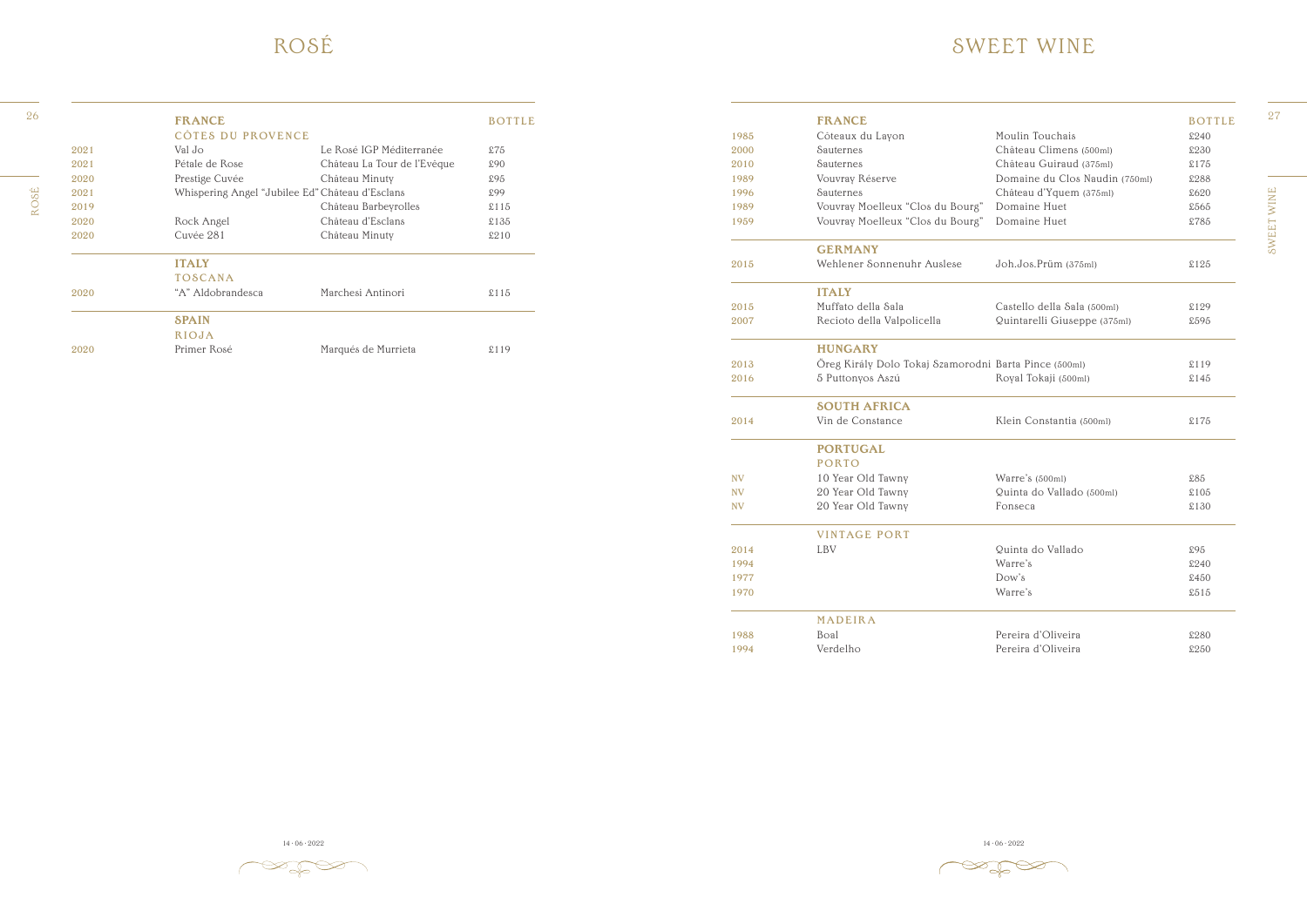# ROSÉ

| | FRANCE | | BOTTLE |
|---|---|---|---|
| | CÔTES DU PROVENCE | | |
| 2021 | Val Jo | Le Rosé IGP Méditerranée | £75 |
| 2021 | Pétale de Rose | Château La Tour de l'Evêque | £90 |
| 2020 | Prestige Cuvée | Château Minuty | £95 |
| 2021 | Whispering Angel "Jubilee Ed" | Château d'Esclans | £99 |
| 2019 | | Château Barbeyrolles | £115 |
| 2020 | Rock Angel | Château d'Esclans | £135 |
| 2020 | Cuvée 281 | Château Minuty | £210 |
| | **ITALY** | | |
| | TOSCANA | | |
| 2020 | "A" Aldobrandesca | Marchesi Antinori | £115 |
| | **SPAIN** | | |
| | RIOJA | | |
| 2020 | Primer Rosé | Marqués de Murrieta | £119 |

# SWEET WINE

| | FRANCE | | BOTTLE |
|---|---|---|---|
| 1985 | Côteaux du Layon | Moulin Touchais | £240 |
| 2000 | Sauternes | Château Climens (500ml) | £230 |
| 2010 | Sauternes | Château Guiraud (375ml) | £175 |
| 1989 | Vouvray Réserve | Domaine du Clos Naudin (750ml) | £288 |
| 1996 | Sauternes | Château d'Yquem (375ml) | £620 |
| 1989 | Vouvray Moelleux "Clos du Bourg" | Domaine Huet | £565 |
| 1959 | Vouvray Moelleux "Clos du Bourg" | Domaine Huet | £785 |
| | **GERMANY** | | |
| 2015 | Wehlener Sonnenuhr Auslese | Joh.Jos.Prüm (375ml) | £125 |
| | **ITALY** | | |
| 2015 | Muffato della Sala | Castello della Sala (500ml) | £129 |
| 2007 | Recioto della Valpolicella | Quintarelli Giuseppe (375ml) | £595 |
| | **HUNGARY** | | |
| 2013 | Öreg Király Dolo Tokaj Szamorodni | Barta Pince (500ml) | £119 |
| 2016 | 5 Puttonyos Aszú | Royal Tokaji (500ml) | £145 |
| | **SOUTH AFRICA** | | |
| 2014 | Vin de Constance | Klein Constantia (500ml) | £175 |
| | **PORTUGAL** | | |
| | PORTO | | |
| NV | 10 Year Old Tawny | Warre's (500ml) | £85 |
| NV | 20 Year Old Tawny | Quinta do Vallado (500ml) | £105 |
| NV | 20 Year Old Tawny | Fonseca | £130 |
| | VINTAGE PORT | | |
| 2014 | LBV | Quinta do Vallado | £95 |
| 1994 | | Warre's | £240 |
| 1977 | | Dow's | £450 |
| 1970 | | Warre's | £515 |
| | MADEIRA | | |
| 1988 | Boal | Pereira d'Oliveira | £280 |
| 1994 | Verdelho | Pereira d'Oliveira | £250 |

14 · 06 · 2022